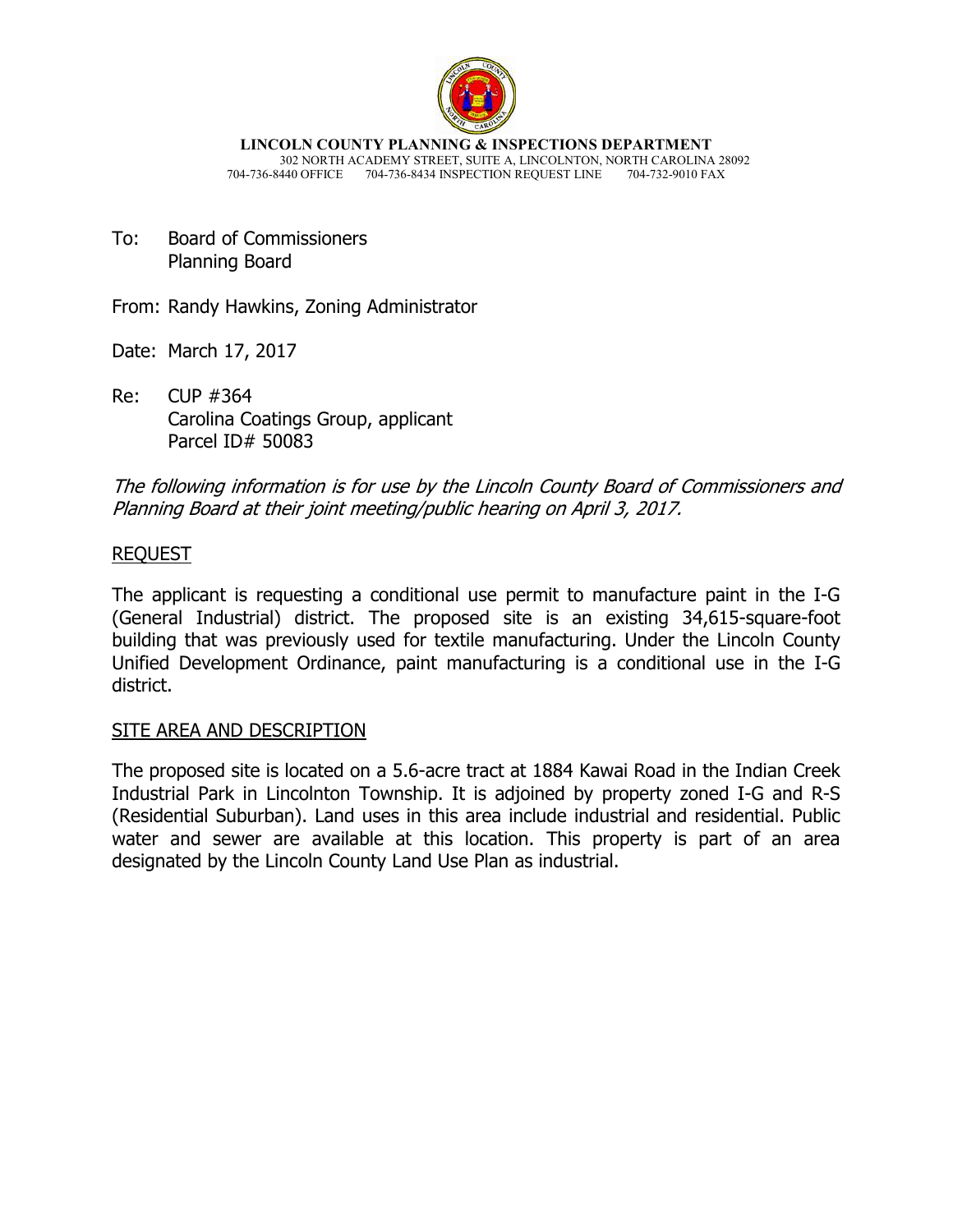**LINCOLN COUNTY PLANNING & INSPECTIONS DEPARTMENT**
302 NORTH ACADEMY STREET, SUITE A, LINCOLNTON, NORTH CAROLINA 28092
704-736-8440 OFFICE 704-736-8434 INSPECTION REQUEST LINE 704-732-9010 FAX

To: Board of Commissioners
Planning Board

From: Randy Hawkins, Zoning Administrator

Date: March 17, 2017

Re: CUP #364
Carolina Coatings Group, applicant
Parcel ID# 50083

*The following information is for use by the Lincoln County Board of Commissioners and Planning Board at their joint meeting/public hearing on April 3, 2017.*

## REQUEST

The applicant is requesting a conditional use permit to manufacture paint in the I-G (General Industrial) district. The proposed site is an existing 34,615-square-foot building that was previously used for textile manufacturing. Under the Lincoln County Unified Development Ordinance, paint manufacturing is a conditional use in the I-G district.

## SITE AREA AND DESCRIPTION

The proposed site is located on a 5.6-acre tract at 1884 Kawai Road in the Indian Creek Industrial Park in Lincolnton Township. It is adjoined by property zoned I-G and R-S (Residential Suburban). Land uses in this area include industrial and residential. Public water and sewer are available at this location. This property is part of an area designated by the Lincoln County Land Use Plan as industrial.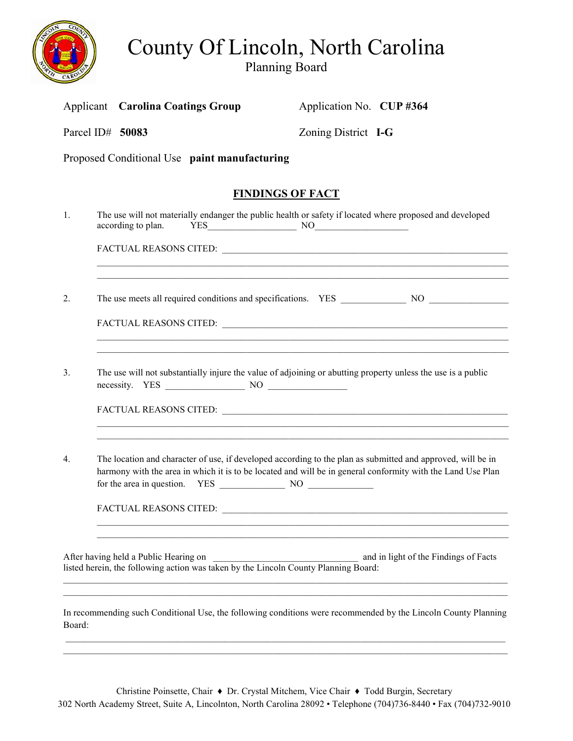# County Of Lincoln, North Carolina

## Planning Board

Applicant **Carolina Coatings Group** Application No. **CUP #364**

Parcel ID# **50083** Zoning District **I-G**

Proposed Conditional Use **paint manufacturing**

## FINDINGS OF FACT

1. The use will not materially endanger the public health or safety if located where proposed and developed according to plan. YES___________________ NO____________________

   FACTUAL REASONS CITED: ____________________________________________________________
   ________________________________________________________________________________
   ________________________________________________________________________________

2. The use meets all required conditions and specifications. YES ______________ NO _________________

   FACTUAL REASONS CITED: ____________________________________________________________
   ________________________________________________________________________________
   ________________________________________________________________________________

3. The use will not substantially injure the value of adjoining or abutting property unless the use is a public necessity. YES _________________ NO _________________

   FACTUAL REASONS CITED: ____________________________________________________________
   ________________________________________________________________________________
   ________________________________________________________________________________

4. The location and character of use, if developed according to the plan as submitted and approved, will be in harmony with the area in which it is to be located and will be in general conformity with the Land Use Plan for the area in question. YES ______________ NO ______________

   FACTUAL REASONS CITED: ____________________________________________________________
   ________________________________________________________________________________
   ________________________________________________________________________________

After having held a Public Hearing on ________________________________ and in light of the Findings of Facts listed herein, the following action was taken by the Lincoln County Planning Board:
________________________________________________________________________________
________________________________________________________________________________

In recommending such Conditional Use, the following conditions were recommended by the Lincoln County Planning Board:
________________________________________________________________________________
________________________________________________________________________________

Christine Poinsette, Chair ♦ Dr. Crystal Mitchem, Vice Chair ♦ Todd Burgin, Secretary
302 North Academy Street, Suite A, Lincolnton, North Carolina 28092 • Telephone (704)736-8440 • Fax (704)732-9010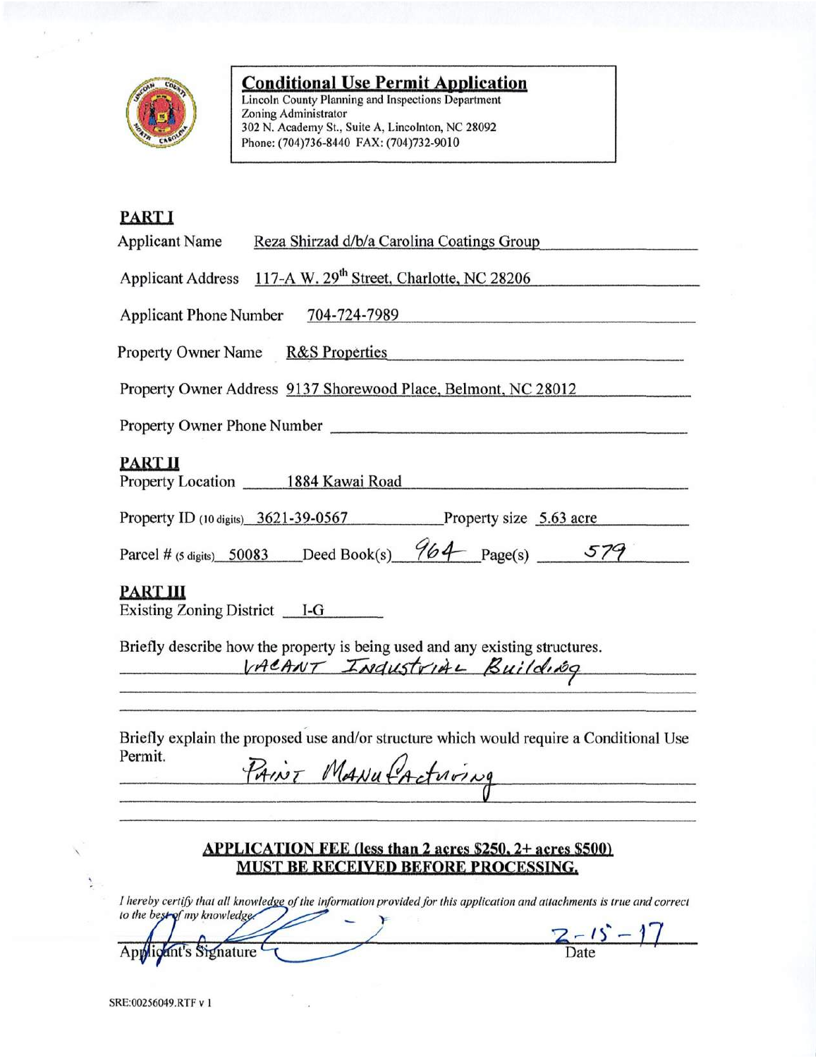## Conditional Use Permit Application

Lincoln County Planning and Inspections Department
Zoning Administrator
302 N. Academy St., Suite A, Lincolnton, NC 28092
Phone: (704)736-8440 FAX: (704)732-9010

### PART I

Applicant Name: Reza Shirzad d/b/a Carolina Coatings Group

Applicant Address: 117-A W. 29th Street, Charlotte, NC 28206

Applicant Phone Number: 704-724-7989

Property Owner Name: R&S Properties

Property Owner Address: 9137 Shorewood Place, Belmont, NC 28012

Property Owner Phone Number: ____________________

### PART II

Property Location: 1884 Kawai Road

Property ID (10 digits): 3621-39-0567 Property size: 5.63 acre

Parcel # (5 digits): 50083 Deed Book(s): 964 Page(s): 579

### PART III

Existing Zoning District: I-G

Briefly describe how the property is being used and any existing structures.
VACANT Industrial Building

Briefly explain the proposed use and/or structure which would require a Conditional Use Permit.
Paint Manufacturing

**APPLICATION FEE (less than 2 acres $250, 2+ acres $500) MUST BE RECEIVED BEFORE PROCESSING.**

*I hereby certify that all knowledge of the information provided for this application and attachments is true and correct to the best of my knowledge.*

Applicant's Signature ____________________ Date: 2-15-17

SRE:00256049.RTF v 1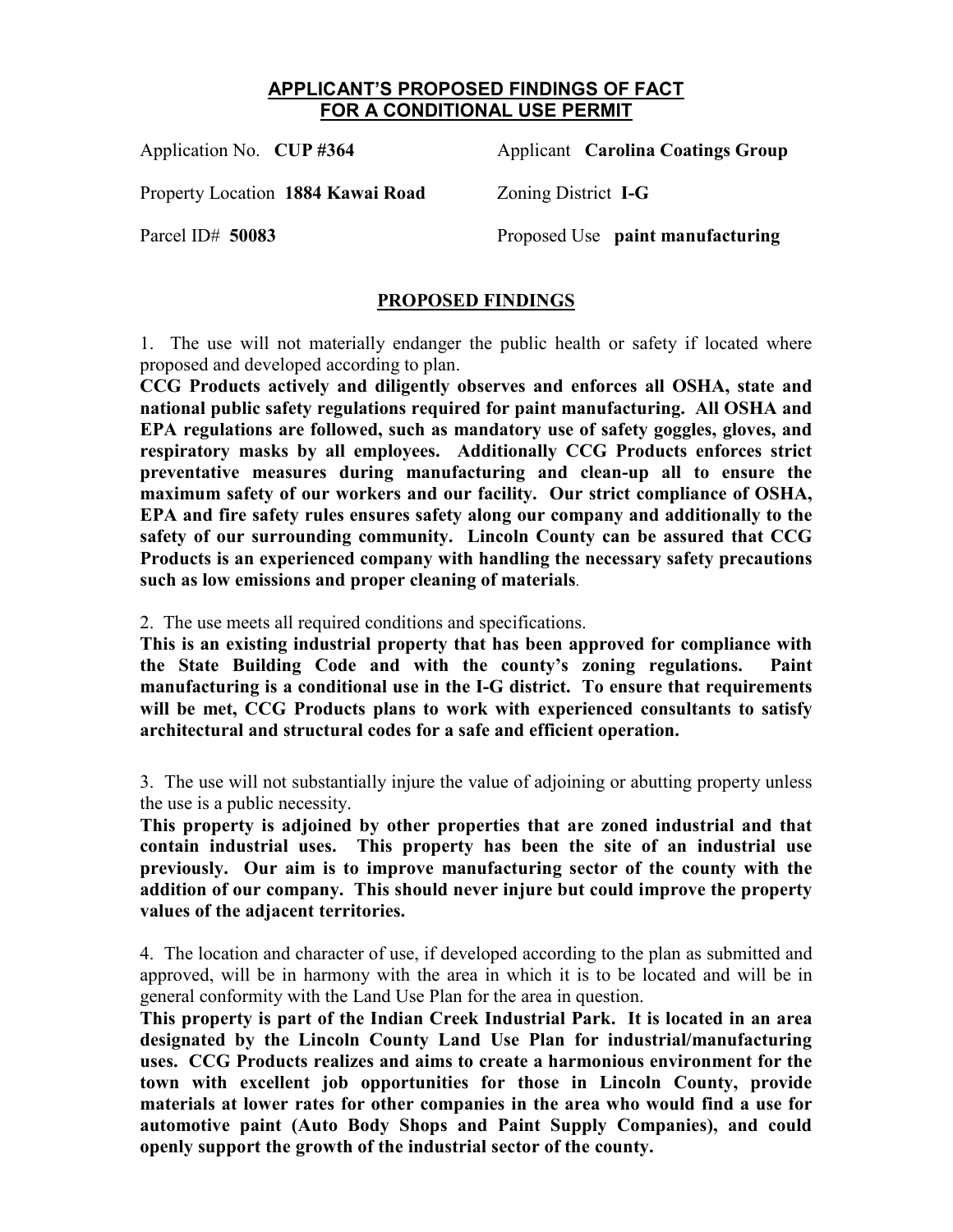## APPLICANT'S PROPOSED FINDINGS OF FACT FOR A CONDITIONAL USE PERMIT

Application No. **CUP #364** Applicant **Carolina Coatings Group**

Property Location **1884 Kawai Road** Zoning District **I-G**

Parcel ID# **50083** Proposed Use **paint manufacturing**

### PROPOSED FINDINGS

1. The use will not materially endanger the public health or safety if located where proposed and developed according to plan.
**CCG Products actively and diligently observes and enforces all OSHA, state and national public safety regulations required for paint manufacturing. All OSHA and EPA regulations are followed, such as mandatory use of safety goggles, gloves, and respiratory masks by all employees. Additionally CCG Products enforces strict preventative measures during manufacturing and clean-up all to ensure the maximum safety of our workers and our facility. Our strict compliance of OSHA, EPA and fire safety rules ensures safety along our company and additionally to the safety of our surrounding community. Lincoln County can be assured that CCG Products is an experienced company with handling the necessary safety precautions such as low emissions and proper cleaning of materials**.

2. The use meets all required conditions and specifications.
**This is an existing industrial property that has been approved for compliance with the State Building Code and with the county's zoning regulations. Paint manufacturing is a conditional use in the I-G district. To ensure that requirements will be met, CCG Products plans to work with experienced consultants to satisfy architectural and structural codes for a safe and efficient operation.**

3. The use will not substantially injure the value of adjoining or abutting property unless the use is a public necessity.
**This property is adjoined by other properties that are zoned industrial and that contain industrial uses. This property has been the site of an industrial use previously. Our aim is to improve manufacturing sector of the county with the addition of our company. This should never injure but could improve the property values of the adjacent territories.**

4. The location and character of use, if developed according to the plan as submitted and approved, will be in harmony with the area in which it is to be located and will be in general conformity with the Land Use Plan for the area in question.
**This property is part of the Indian Creek Industrial Park. It is located in an area designated by the Lincoln County Land Use Plan for industrial/manufacturing uses. CCG Products realizes and aims to create a harmonious environment for the town with excellent job opportunities for those in Lincoln County, provide materials at lower rates for other companies in the area who would find a use for automotive paint (Auto Body Shops and Paint Supply Companies), and could openly support the growth of the industrial sector of the county.**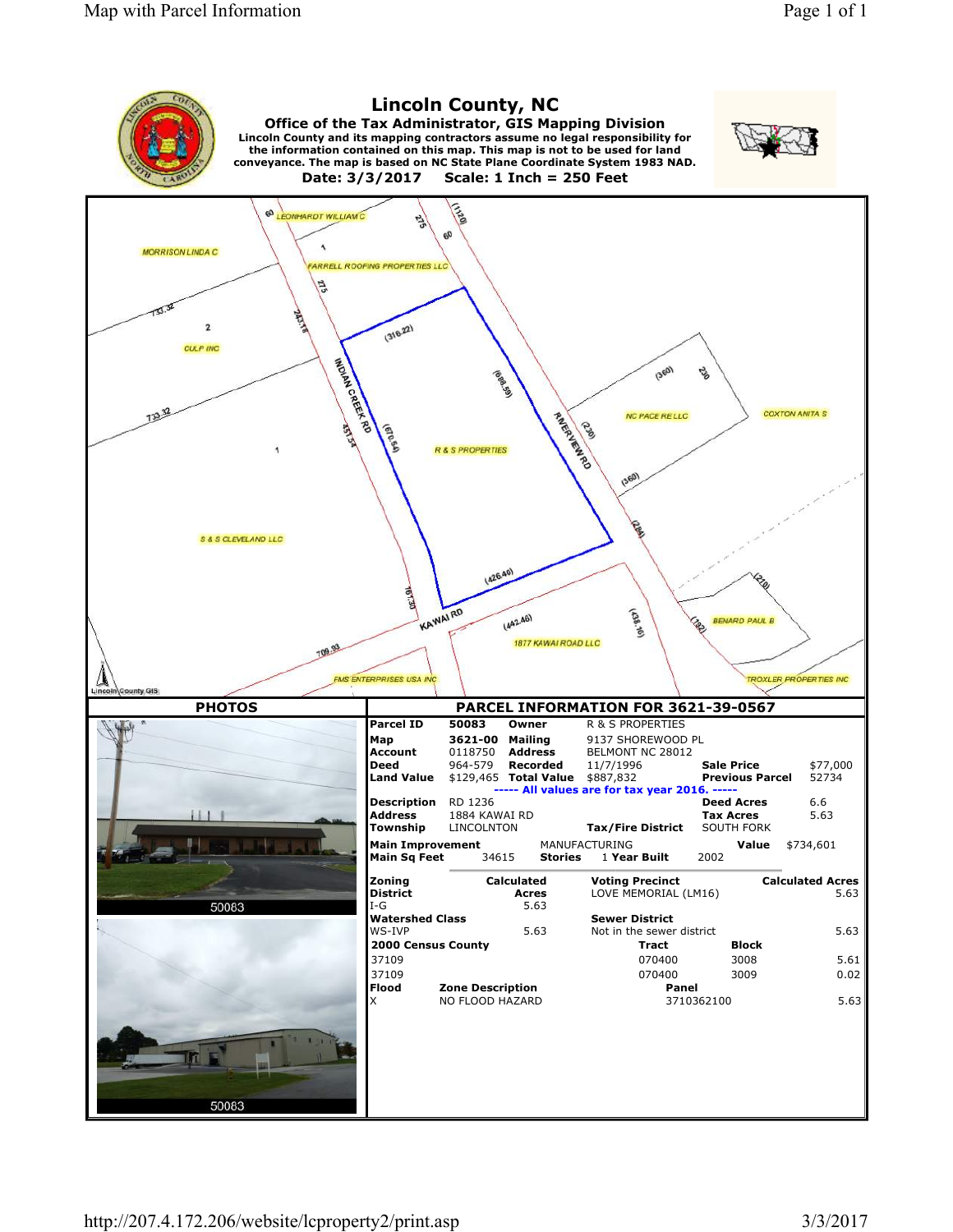# Lincoln County, NC

**Office of the Tax Administrator, GIS Mapping Division**

**Lincoln County and its mapping contractors assume no legal responsibility for the information contained on this map. This map is not to be used for land conveyance. The map is based on NC State Plane Coordinate System 1983 NAD.**

**Date: 3/3/2017 Scale: 1 Inch = 250 Feet**

LEONHARDT WILLIAM C, MORRISON LINDA C, FARRELL ROOFING PROPERTIES LLC, CULP INC, NC PACE RE LLC, COXTON ANITA S, R & S PROPERTIES, S & S CLEVELAND LLC, BENARD PAUL B, 1877 KAWAI ROAD LLC, FMS ENTERPRISES USA INC, TROXLER PROPERTIES INC

INDIAN CREEK RD, RIVERVIEW RD, KAWAI RD

Lincoln County GIS

## PHOTOS

50083

50083

## PARCEL INFORMATION FOR 3621-39-0567

| | | | | | |
|---|---|---|---|---|---|
| **Parcel ID** | 50083 | **Owner** | R & S PROPERTIES | | |
| **Map** | 3621-00 | **Mailing** | 9137 SHOREWOOD PL | | |
| **Account** | 0118750 | **Address** | BELMONT NC 28012 | | |
| **Deed** | 964-579 | **Recorded** | 11/7/1996 | **Sale Price** | $77,000 |
| **Land Value** | $129,465 | **Total Value** | $887,832 | **Previous Parcel** | 52734 |

**----- All values are for tax year 2016. -----**

| | | | | | |
|---|---|---|---|---|---|
| **Description** | RD 1236 | | | **Deed Acres** | 6.6 |
| **Address** | 1884 KAWAI RD | | | **Tax Acres** | 5.63 |
| **Township** | LINCOLNTON | **Tax/Fire District** | | SOUTH FORK | |

| | | | | | |
|---|---|---|---|---|---|
| **Main Improvement** | | MANUFACTURING | | **Value** | $734,601 |
| **Main Sq Feet** | 34615 | **Stories** | 1 | **Year Built** | 2002 |

| **Zoning District** | **Calculated Acres** | **Voting Precinct** | | **Calculated Acres** |
|---|---|---|---|---|
| I-G | 5.63 | LOVE MEMORIAL (LM16) | | 5.63 |
| **Watershed Class** | | **Sewer District** | | |
| WS-IVP | 5.63 | Not in the sewer district | | 5.63 |
| **2000 Census County** | | **Tract** | **Block** | |
| 37109 | | 070400 | 3008 | 5.61 |
| 37109 | | 070400 | 3009 | 0.02 |
| **Flood** | **Zone Description** | **Panel** | | |
| X | NO FLOOD HAZARD | 3710362100 | | 5.63 |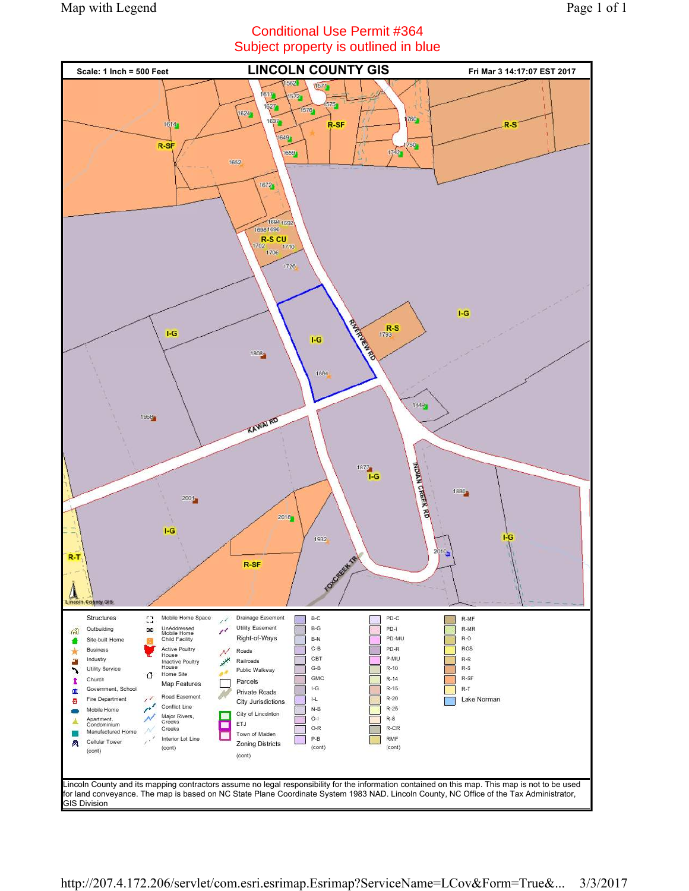Map with Legend

## Conditional Use Permit #364
## Subject property is outlined in blue

**Scale: 1 Inch = 500 Feet** | **LINCOLN COUNTY GIS** | **Fri Mar 3 14:17:07 EST 2017**

R-SF, R-S, R-S CU, I-G, R-T

RIVERVIEW RD, KAWAI RD, INDIAN CREEK RD, FOXCREEK TR

1562, 1571, 1617, 1572, 1575, 1627, 1576, 1624, 1637, 1614, 1760, 1649, 1750, 1659, 1742, 1652, 1672, 1694, 1692, 1698, 1696, 1702, 1710, 1706, 1726, 1793, 1808, 1884, 1849, 1968, 1877, 1880, 2001, 2018, 1932, 2010

Lincoln County GIS

**Legend**

Structures: Outbuilding, Site-built Home, Business, Industry, Utility Service, Church, Government, School, Fire Department, Mobile Home, Apartment, Condominium, Manufactured Home, Cellular Tower (cont)

Mobile Home Space, UnAddressed Mobile Home, Child Facility, Active Poultry House, Inactive Poultry House, Home Site

Map Features: Road Easement, Conflict Line, Major Rivers, Creeks, Creeks, Interior Lot Line (cont)

Drainage Easement, Utility Easement

Right-of-Ways: Roads, Railroads, Public Walkway

Parcels

Private Roads

City Jurisdictions: City of Lincolnton, ETJ, Town of Maiden

Zoning Districts (cont)

B-C, B-G, B-N, C-B, CBT, G-B, GMC, I-G, I-L, N-B, O-I, O-R, P-B (cont)

PD-C, PD-I, PD-MU, PD-R, P-MU, R-10, R-14, R-15, R-20, R-25, R-8, R-CR, RMF (cont)

R-MF, R-MR, R-O, ROS, R-R, R-S, R-SF, R-T, Lake Norman

Lincoln County and its mapping contractors assume no legal responsibility for the information contained on this map. This map is not to be used for land conveyance. The map is based on NC State Plane Coordinate System 1983 NAD. Lincoln County, NC Office of the Tax Administrator, GIS Division

http://207.4.172.206/servlet/com.esri.esrimap.Esrimap?ServiceName=LCov&Form=True&... 3/3/2017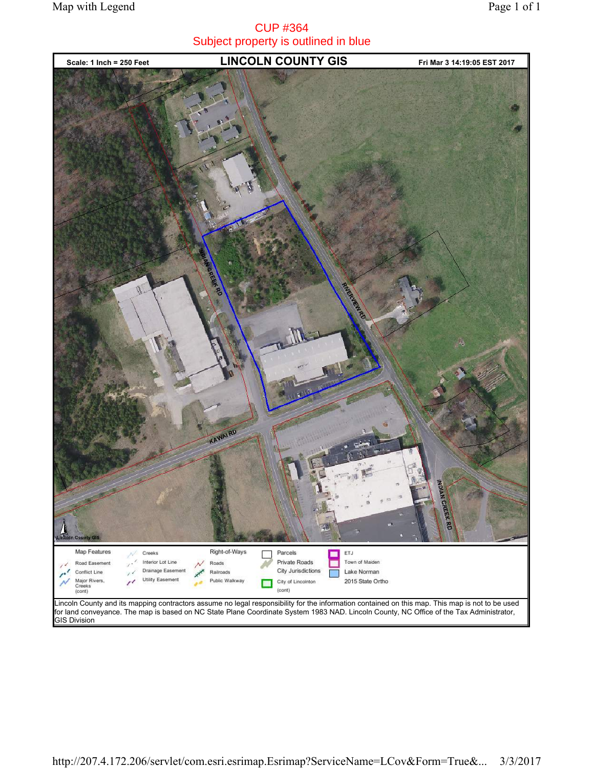# CUP #364

Subject property is outlined in blue

Scale: 1 Inch = 250 Feet

**LINCOLN COUNTY GIS**

Fri Mar 3 14:19:05 EST 2017

INDIAN CREEK RD

RIVERVIEW RD

KAWAI RD

INDIAN CREEK RD

Lincoln County GIS

Map Features
Road Easement
Conflict Line
Major Rivers, Creeks (cont)

Creeks
Interior Lot Line
Drainage Easement
Utility Easement

Right-of-Ways
Roads
Railroads
Public Walkway

Parcels
Private Roads
City Jurisdictions
City of Lincolnton (cont)

ETJ
Town of Maiden
Lake Norman
2015 State Ortho

Lincoln County and its mapping contractors assume no legal responsibility for the information contained on this map. This map is not to be used for land conveyance. The map is based on NC State Plane Coordinate System 1983 NAD. Lincoln County, NC Office of the Tax Administrator, GIS Division